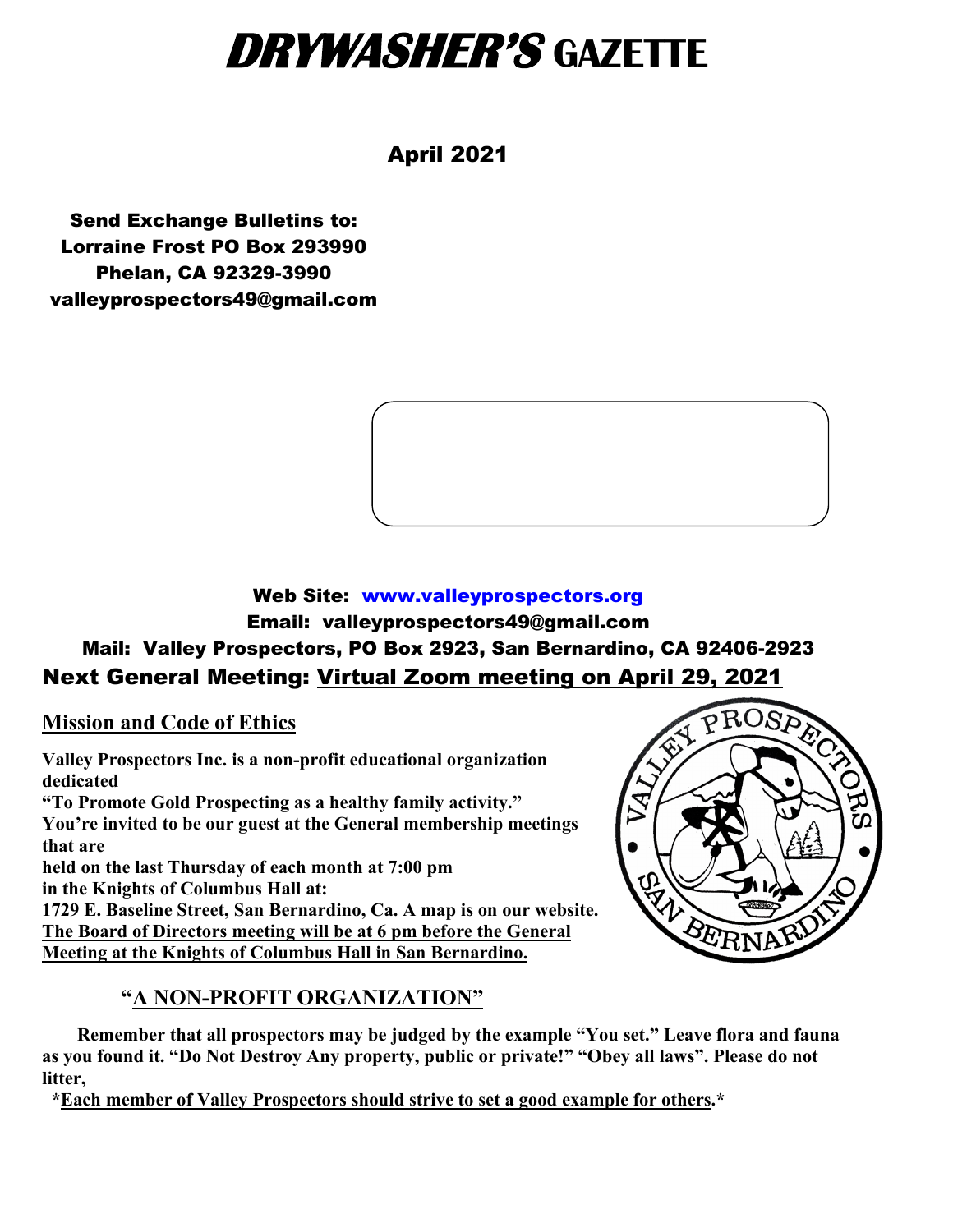# DRYWASHER'S GAZETTE

April 2021

Send Exchange Bulletins to:
Lorraine Frost PO Box 293990
Phelan, CA 92329-3990
valleyprospectors49@gmail.com

Web Site: [www.valleyprospectors.org](http://www.valleyprospectors.org)
Email: valleyprospectors49@gmail.com
Mail: Valley Prospectors, PO Box 2923, San Bernardino, CA 92406-2923

## Next General Meeting: Virtual Zoom meeting on April 29, 2021

### Mission and Code of Ethics

**Valley Prospectors Inc. is a non-profit educational organization dedicated**
**"To Promote Gold Prospecting as a healthy family activity."**
**You're invited to be our guest at the General membership meetings that are held on the last Thursday of each month at 7:00 pm in the Knights of Columbus Hall at:**
**1729 E. Baseline Street, San Bernardino, Ca. A map is on our website.**
**The Board of Directors meeting will be at 6 pm before the General Meeting at the Knights of Columbus Hall in San Bernardino.**

**"A NON-PROFIT ORGANIZATION"**

**Remember that all prospectors may be judged by the example "You set." Leave flora and fauna as you found it. "Do Not Destroy Any property, public or private!" "Obey all laws". Please do not litter,**

**\*Each member of Valley Prospectors should strive to set a good example for others.\***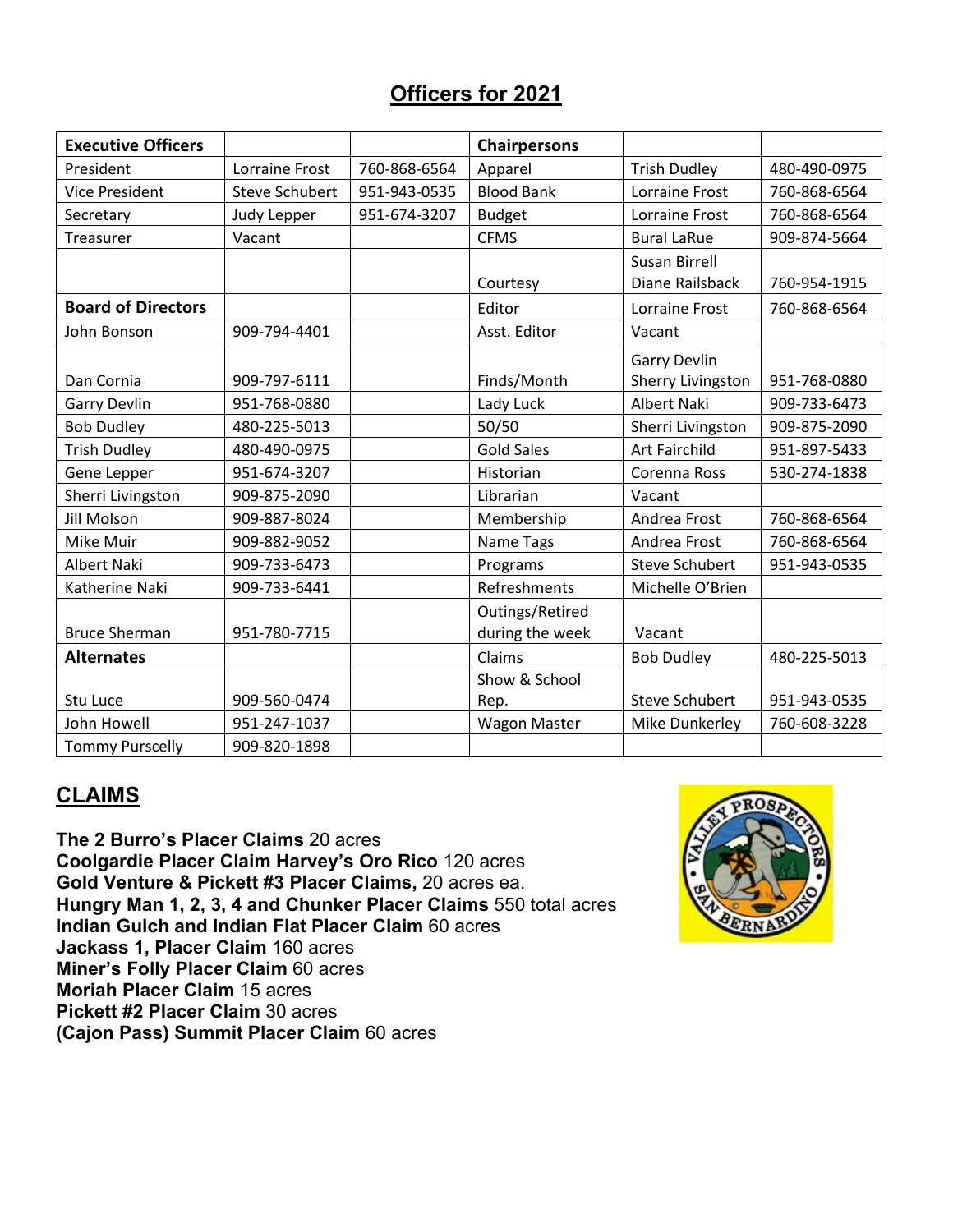## Officers for 2021

| Executive Officers | | | Chairpersons | | |
|---|---|---|---|---|---|
| President | Lorraine Frost | 760-868-6564 | Apparel | Trish Dudley | 480-490-0975 |
| Vice President | Steve Schubert | 951-943-0535 | Blood Bank | Lorraine Frost | 760-868-6564 |
| Secretary | Judy Lepper | 951-674-3207 | Budget | Lorraine Frost | 760-868-6564 |
| Treasurer | Vacant | | CFMS | Bural LaRue | 909-874-5664 |
| | | | Courtesy | Susan Birrell Diane Railsback | 760-954-1915 |
| **Board of Directors** | | | Editor | Lorraine Frost | 760-868-6564 |
| John Bonson | 909-794-4401 | | Asst. Editor | Vacant | |
| Dan Cornia | 909-797-6111 | | Finds/Month | Garry Devlin Sherry Livingston | 951-768-0880 |
| Garry Devlin | 951-768-0880 | | Lady Luck | Albert Naki | 909-733-6473 |
| Bob Dudley | 480-225-5013 | | 50/50 | Sherri Livingston | 909-875-2090 |
| Trish Dudley | 480-490-0975 | | Gold Sales | Art Fairchild | 951-897-5433 |
| Gene Lepper | 951-674-3207 | | Historian | Corenna Ross | 530-274-1838 |
| Sherri Livingston | 909-875-2090 | | Librarian | Vacant | |
| Jill Molson | 909-887-8024 | | Membership | Andrea Frost | 760-868-6564 |
| Mike Muir | 909-882-9052 | | Name Tags | Andrea Frost | 760-868-6564 |
| Albert Naki | 909-733-6473 | | Programs | Steve Schubert | 951-943-0535 |
| Katherine Naki | 909-733-6441 | | Refreshments | Michelle O'Brien | |
| Bruce Sherman | 951-780-7715 | | Outings/Retired during the week | Vacant | |
| **Alternates** | | | Claims | Bob Dudley | 480-225-5013 |
| Stu Luce | 909-560-0474 | | Show & School Rep. | Steve Schubert | 951-943-0535 |
| John Howell | 951-247-1037 | | Wagon Master | Mike Dunkerley | 760-608-3228 |
| Tommy Purscelly | 909-820-1898 | | | | |

## CLAIMS

**The 2 Burro's Placer Claims** 20 acres
**Coolgardie Placer Claim Harvey's Oro Rico** 120 acres
**Gold Venture & Pickett #3 Placer Claims,** 20 acres ea.
**Hungry Man 1, 2, 3, 4 and Chunker Placer Claims** 550 total acres
**Indian Gulch and Indian Flat Placer Claim** 60 acres
**Jackass 1, Placer Claim** 160 acres
**Miner's Folly Placer Claim** 60 acres
**Moriah Placer Claim** 15 acres
**Pickett #2 Placer Claim** 30 acres
**(Cajon Pass) Summit Placer Claim** 60 acres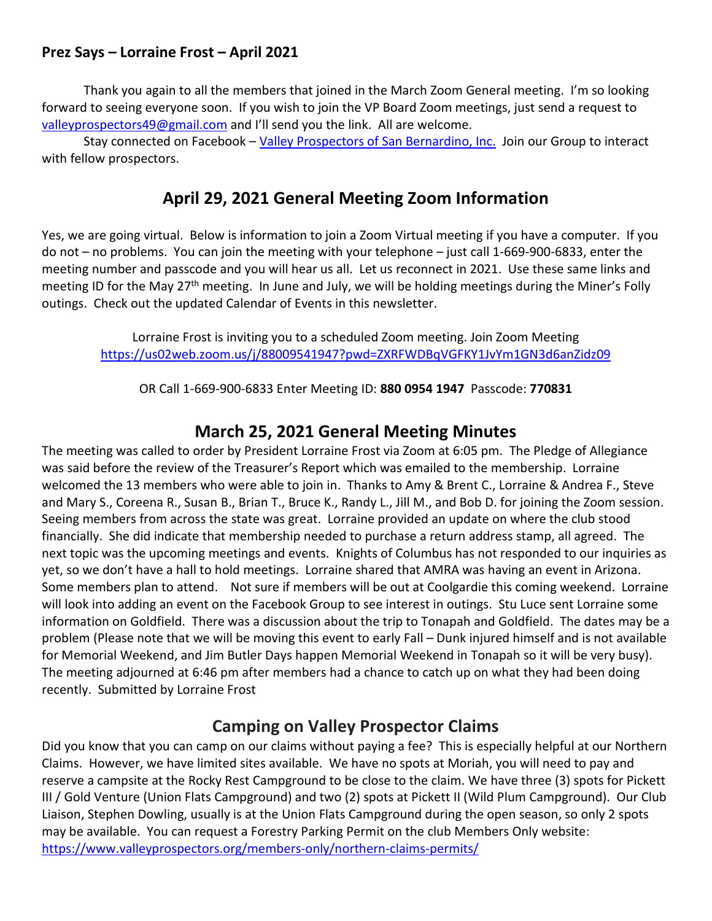**Prez Says – Lorraine Frost – April 2021**

Thank you again to all the members that joined in the March Zoom General meeting. I'm so looking forward to seeing everyone soon. If you wish to join the VP Board Zoom meetings, just send a request to valleyprospectors49@gmail.com and I'll send you the link. All are welcome.

Stay connected on Facebook – Valley Prospectors of San Bernardino, Inc. Join our Group to interact with fellow prospectors.

## April 29, 2021 General Meeting Zoom Information

Yes, we are going virtual. Below is information to join a Zoom Virtual meeting if you have a computer. If you do not – no problems. You can join the meeting with your telephone – just call 1-669-900-6833, enter the meeting number and passcode and you will hear us all. Let us reconnect in 2021. Use these same links and meeting ID for the May 27th meeting. In June and July, we will be holding meetings during the Miner's Folly outings. Check out the updated Calendar of Events in this newsletter.

Lorraine Frost is inviting you to a scheduled Zoom meeting. Join Zoom Meeting
https://us02web.zoom.us/j/88009541947?pwd=ZXRFWDBqVGFKY1JvYm1GN3d6anZidz09

OR Call 1-669-900-6833 Enter Meeting ID: **880 0954 1947** Passcode: **770831**

## March 25, 2021 General Meeting Minutes

The meeting was called to order by President Lorraine Frost via Zoom at 6:05 pm. The Pledge of Allegiance was said before the review of the Treasurer's Report which was emailed to the membership. Lorraine welcomed the 13 members who were able to join in. Thanks to Amy & Brent C., Lorraine & Andrea F., Steve and Mary S., Coreena R., Susan B., Brian T., Bruce K., Randy L., Jill M., and Bob D. for joining the Zoom session. Seeing members from across the state was great. Lorraine provided an update on where the club stood financially. She did indicate that membership needed to purchase a return address stamp, all agreed. The next topic was the upcoming meetings and events. Knights of Columbus has not responded to our inquiries as yet, so we don't have a hall to hold meetings. Lorraine shared that AMRA was having an event in Arizona. Some members plan to attend. Not sure if members will be out at Coolgardie this coming weekend. Lorraine will look into adding an event on the Facebook Group to see interest in outings. Stu Luce sent Lorraine some information on Goldfield. There was a discussion about the trip to Tonapah and Goldfield. The dates may be a problem (Please note that we will be moving this event to early Fall – Dunk injured himself and is not available for Memorial Weekend, and Jim Butler Days happen Memorial Weekend in Tonapah so it will be very busy). The meeting adjourned at 6:46 pm after members had a chance to catch up on what they had been doing recently. Submitted by Lorraine Frost

## Camping on Valley Prospector Claims

Did you know that you can camp on our claims without paying a fee? This is especially helpful at our Northern Claims. However, we have limited sites available. We have no spots at Moriah, you will need to pay and reserve a campsite at the Rocky Rest Campground to be close to the claim. We have three (3) spots for Pickett III / Gold Venture (Union Flats Campground) and two (2) spots at Pickett II (Wild Plum Campground). Our Club Liaison, Stephen Dowling, usually is at the Union Flats Campground during the open season, so only 2 spots may be available. You can request a Forestry Parking Permit on the club Members Only website:
https://www.valleyprospectors.org/members-only/northern-claims-permits/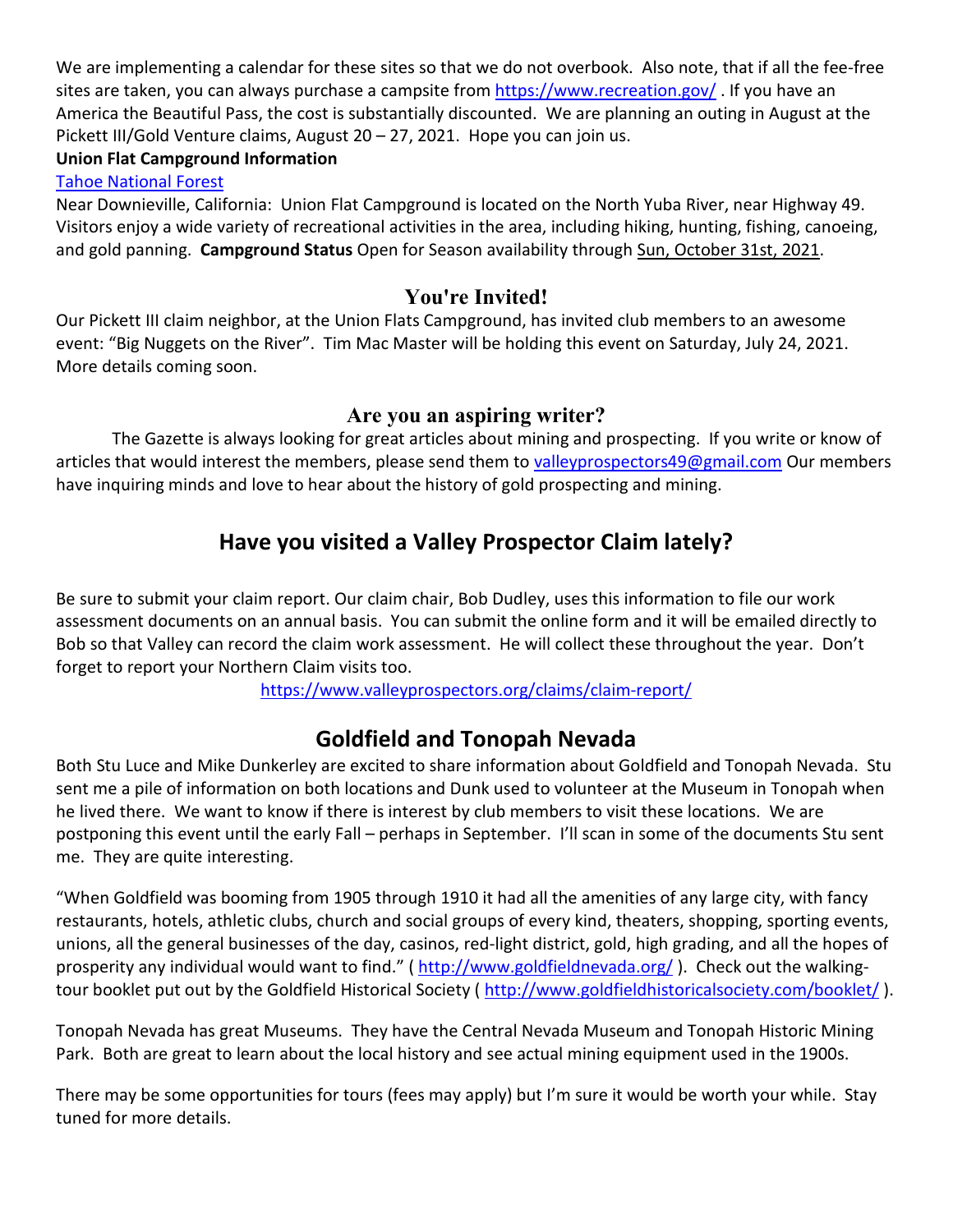We are implementing a calendar for these sites so that we do not overbook. Also note, that if all the fee-free sites are taken, you can always purchase a campsite from https://www.recreation.gov/ . If you have an America the Beautiful Pass, the cost is substantially discounted. We are planning an outing in August at the Pickett III/Gold Venture claims, August 20 – 27, 2021. Hope you can join us.

**Union Flat Campground Information**

Tahoe National Forest

Near Downieville, California: Union Flat Campground is located on the North Yuba River, near Highway 49. Visitors enjoy a wide variety of recreational activities in the area, including hiking, hunting, fishing, canoeing, and gold panning. **Campground Status** Open for Season availability through Sun, October 31st, 2021.

## You're Invited!

Our Pickett III claim neighbor, at the Union Flats Campground, has invited club members to an awesome event: "Big Nuggets on the River". Tim Mac Master will be holding this event on Saturday, July 24, 2021. More details coming soon.

## Are you an aspiring writer?

The Gazette is always looking for great articles about mining and prospecting. If you write or know of articles that would interest the members, please send them to valleyprospectors49@gmail.com Our members have inquiring minds and love to hear about the history of gold prospecting and mining.

## Have you visited a Valley Prospector Claim lately?

Be sure to submit your claim report. Our claim chair, Bob Dudley, uses this information to file our work assessment documents on an annual basis. You can submit the online form and it will be emailed directly to Bob so that Valley can record the claim work assessment. He will collect these throughout the year. Don't forget to report your Northern Claim visits too.

https://www.valleyprospectors.org/claims/claim-report/

## Goldfield and Tonopah Nevada

Both Stu Luce and Mike Dunkerley are excited to share information about Goldfield and Tonopah Nevada. Stu sent me a pile of information on both locations and Dunk used to volunteer at the Museum in Tonopah when he lived there. We want to know if there is interest by club members to visit these locations. We are postponing this event until the early Fall – perhaps in September. I'll scan in some of the documents Stu sent me. They are quite interesting.

"When Goldfield was booming from 1905 through 1910 it had all the amenities of any large city, with fancy restaurants, hotels, athletic clubs, church and social groups of every kind, theaters, shopping, sporting events, unions, all the general businesses of the day, casinos, red-light district, gold, high grading, and all the hopes of prosperity any individual would want to find." ( http://www.goldfieldnevada.org/ ). Check out the walking-tour booklet put out by the Goldfield Historical Society ( http://www.goldfieldhistoricalsociety.com/booklet/ ).

Tonopah Nevada has great Museums. They have the Central Nevada Museum and Tonopah Historic Mining Park. Both are great to learn about the local history and see actual mining equipment used in the 1900s.

There may be some opportunities for tours (fees may apply) but I'm sure it would be worth your while. Stay tuned for more details.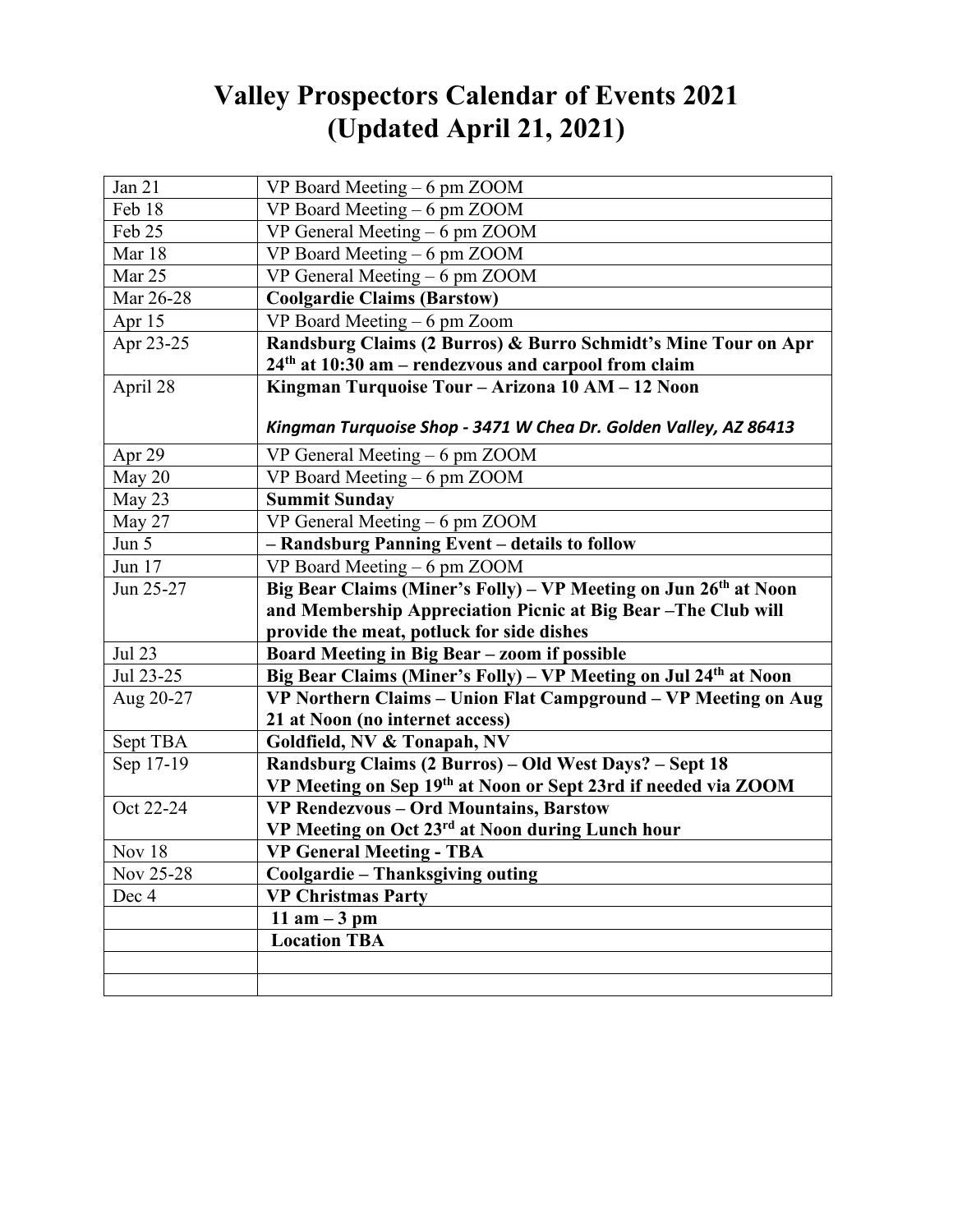# Valley Prospectors Calendar of Events 2021 (Updated April 21, 2021)

| | |
|---|---|
| Jan 21 | VP Board Meeting – 6 pm ZOOM |
| Feb 18 | VP Board Meeting – 6 pm ZOOM |
| Feb 25 | VP General Meeting – 6 pm ZOOM |
| Mar 18 | VP Board Meeting – 6 pm ZOOM |
| Mar 25 | VP General Meeting – 6 pm ZOOM |
| Mar 26-28 | **Coolgardie Claims (Barstow)** |
| Apr 15 | VP Board Meeting – 6 pm Zoom |
| Apr 23-25 | **Randsburg Claims (2 Burros) & Burro Schmidt's Mine Tour on Apr 24th at 10:30 am – rendezvous and carpool from claim** |
| April 28 | **Kingman Turquoise Tour – Arizona 10 AM – 12 Noon**<br><br>***Kingman Turquoise Shop - 3471 W Chea Dr. Golden Valley, AZ 86413*** |
| Apr 29 | VP General Meeting – 6 pm ZOOM |
| May 20 | VP Board Meeting – 6 pm ZOOM |
| May 23 | **Summit Sunday** |
| May 27 | VP General Meeting – 6 pm ZOOM |
| Jun 5 | **– Randsburg Panning Event – details to follow** |
| Jun 17 | VP Board Meeting – 6 pm ZOOM |
| Jun 25-27 | **Big Bear Claims (Miner's Folly) – VP Meeting on Jun 26th at Noon and Membership Appreciation Picnic at Big Bear –The Club will provide the meat, potluck for side dishes** |
| Jul 23 | **Board Meeting in Big Bear – zoom if possible** |
| Jul 23-25 | **Big Bear Claims (Miner's Folly) – VP Meeting on Jul 24th at Noon** |
| Aug 20-27 | **VP Northern Claims – Union Flat Campground – VP Meeting on Aug 21 at Noon (no internet access)** |
| Sept TBA | **Goldfield, NV & Tonapah, NV** |
| Sep 17-19 | **Randsburg Claims (2 Burros) – Old West Days? – Sept 18**<br>**VP Meeting on Sep 19th at Noon or Sept 23rd if needed via ZOOM** |
| Oct 22-24 | **VP Rendezvous – Ord Mountains, Barstow**<br>**VP Meeting on Oct 23rd at Noon during Lunch hour** |
| Nov 18 | **VP General Meeting - TBA** |
| Nov 25-28 | **Coolgardie – Thanksgiving outing** |
| Dec 4 | **VP Christmas Party** |
| | **11 am – 3 pm** |
| | **Location TBA** |
| | |
| | |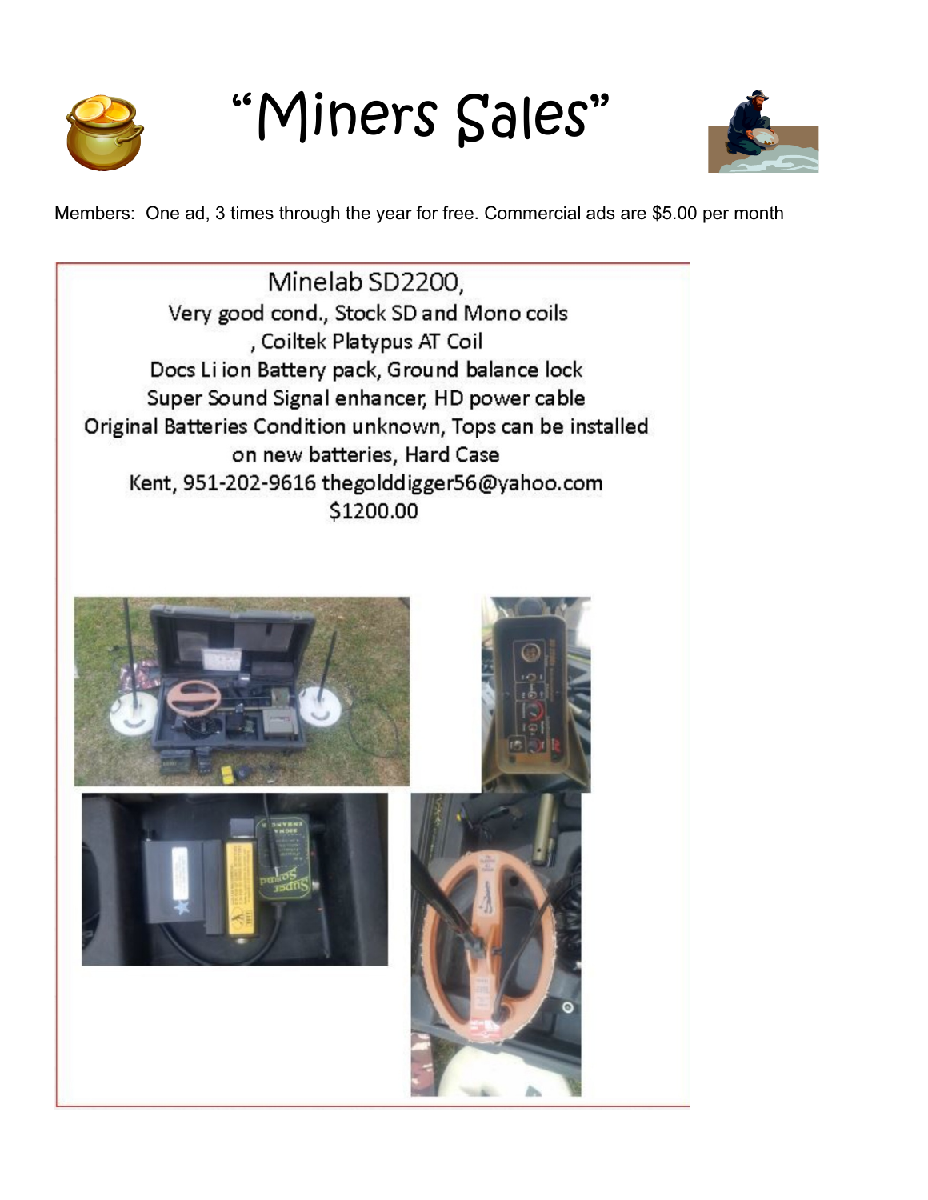# "Miners Sales"

Members: One ad, 3 times through the year for free. Commercial ads are $5.00 per month

Minelab SD2200,
Very good cond., Stock SD and Mono coils
, Coiltek Platypus AT Coil
Docs Li ion Battery pack, Ground balance lock
Super Sound Signal enhancer, HD power cable
Original Batteries Condition unknown, Tops can be installed
on new batteries, Hard Case
Kent, 951-202-9616 thegolddigger56@yahoo.com
$1200.00